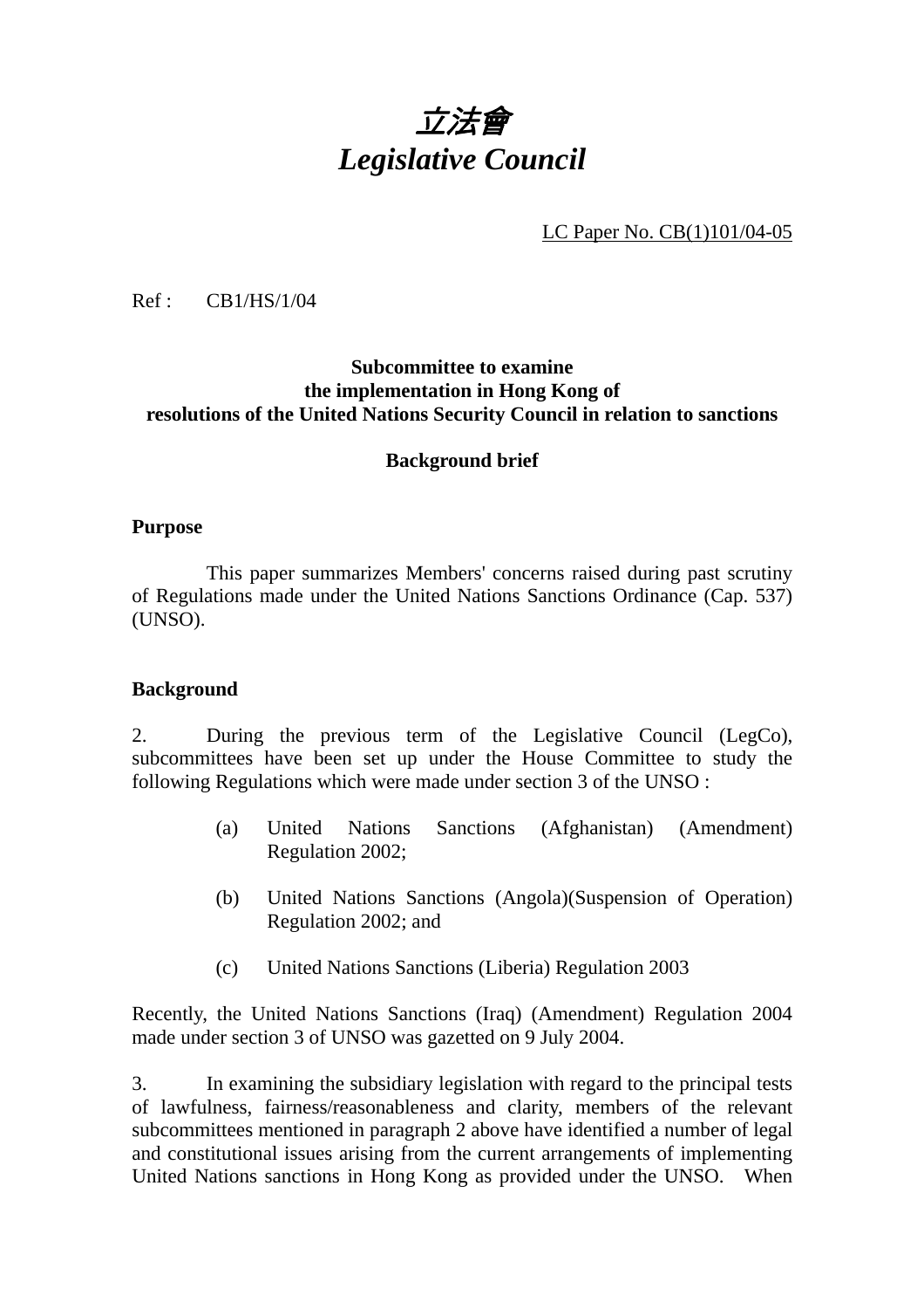# 立法會
# *Legislative Council*

LC Paper No. CB(1)101/04-05

Ref : CB1/HS/1/04

**Subcommittee to examine the implementation in Hong Kong of resolutions of the United Nations Security Council in relation to sanctions**

**Background brief**

**Purpose**

This paper summarizes Members' concerns raised during past scrutiny of Regulations made under the United Nations Sanctions Ordinance (Cap. 537) (UNSO).

**Background**

2. During the previous term of the Legislative Council (LegCo), subcommittees have been set up under the House Committee to study the following Regulations which were made under section 3 of the UNSO :

(a) United Nations Sanctions (Afghanistan) (Amendment) Regulation 2002;

(b) United Nations Sanctions (Angola)(Suspension of Operation) Regulation 2002; and

(c) United Nations Sanctions (Liberia) Regulation 2003

Recently, the United Nations Sanctions (Iraq) (Amendment) Regulation 2004 made under section 3 of UNSO was gazetted on 9 July 2004.

3. In examining the subsidiary legislation with regard to the principal tests of lawfulness, fairness/reasonableness and clarity, members of the relevant subcommittees mentioned in paragraph 2 above have identified a number of legal and constitutional issues arising from the current arrangements of implementing United Nations sanctions in Hong Kong as provided under the UNSO. When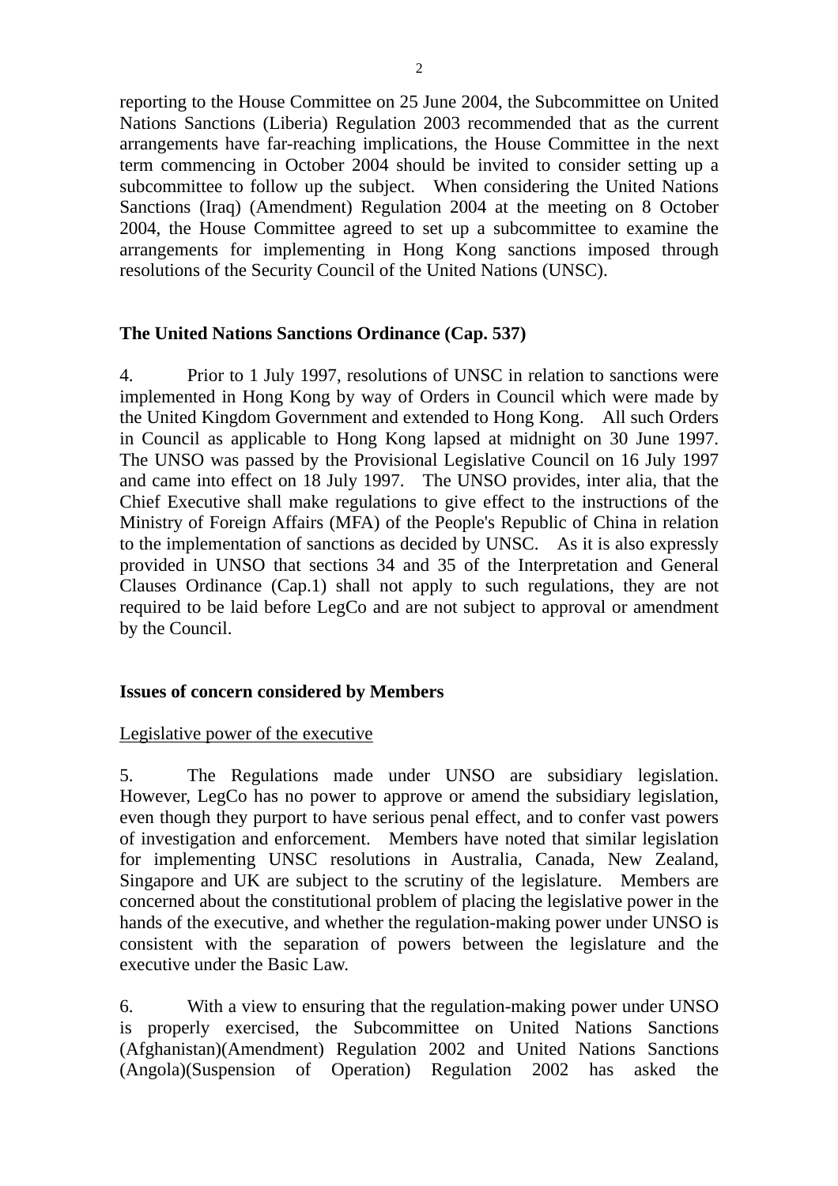reporting to the House Committee on 25 June 2004, the Subcommittee on United Nations Sanctions (Liberia) Regulation 2003 recommended that as the current arrangements have far-reaching implications, the House Committee in the next term commencing in October 2004 should be invited to consider setting up a subcommittee to follow up the subject. When considering the United Nations Sanctions (Iraq) (Amendment) Regulation 2004 at the meeting on 8 October 2004, the House Committee agreed to set up a subcommittee to examine the arrangements for implementing in Hong Kong sanctions imposed through resolutions of the Security Council of the United Nations (UNSC).

**The United Nations Sanctions Ordinance (Cap. 537)**

4. Prior to 1 July 1997, resolutions of UNSC in relation to sanctions were implemented in Hong Kong by way of Orders in Council which were made by the United Kingdom Government and extended to Hong Kong. All such Orders in Council as applicable to Hong Kong lapsed at midnight on 30 June 1997. The UNSO was passed by the Provisional Legislative Council on 16 July 1997 and came into effect on 18 July 1997. The UNSO provides, inter alia, that the Chief Executive shall make regulations to give effect to the instructions of the Ministry of Foreign Affairs (MFA) of the People's Republic of China in relation to the implementation of sanctions as decided by UNSC. As it is also expressly provided in UNSO that sections 34 and 35 of the Interpretation and General Clauses Ordinance (Cap.1) shall not apply to such regulations, they are not required to be laid before LegCo and are not subject to approval or amendment by the Council.

**Issues of concern considered by Members**

Legislative power of the executive

5. The Regulations made under UNSO are subsidiary legislation. However, LegCo has no power to approve or amend the subsidiary legislation, even though they purport to have serious penal effect, and to confer vast powers of investigation and enforcement. Members have noted that similar legislation for implementing UNSC resolutions in Australia, Canada, New Zealand, Singapore and UK are subject to the scrutiny of the legislature. Members are concerned about the constitutional problem of placing the legislative power in the hands of the executive, and whether the regulation-making power under UNSO is consistent with the separation of powers between the legislature and the executive under the Basic Law.

6. With a view to ensuring that the regulation-making power under UNSO is properly exercised, the Subcommittee on United Nations Sanctions (Afghanistan)(Amendment) Regulation 2002 and United Nations Sanctions (Angola)(Suspension of Operation) Regulation 2002 has asked the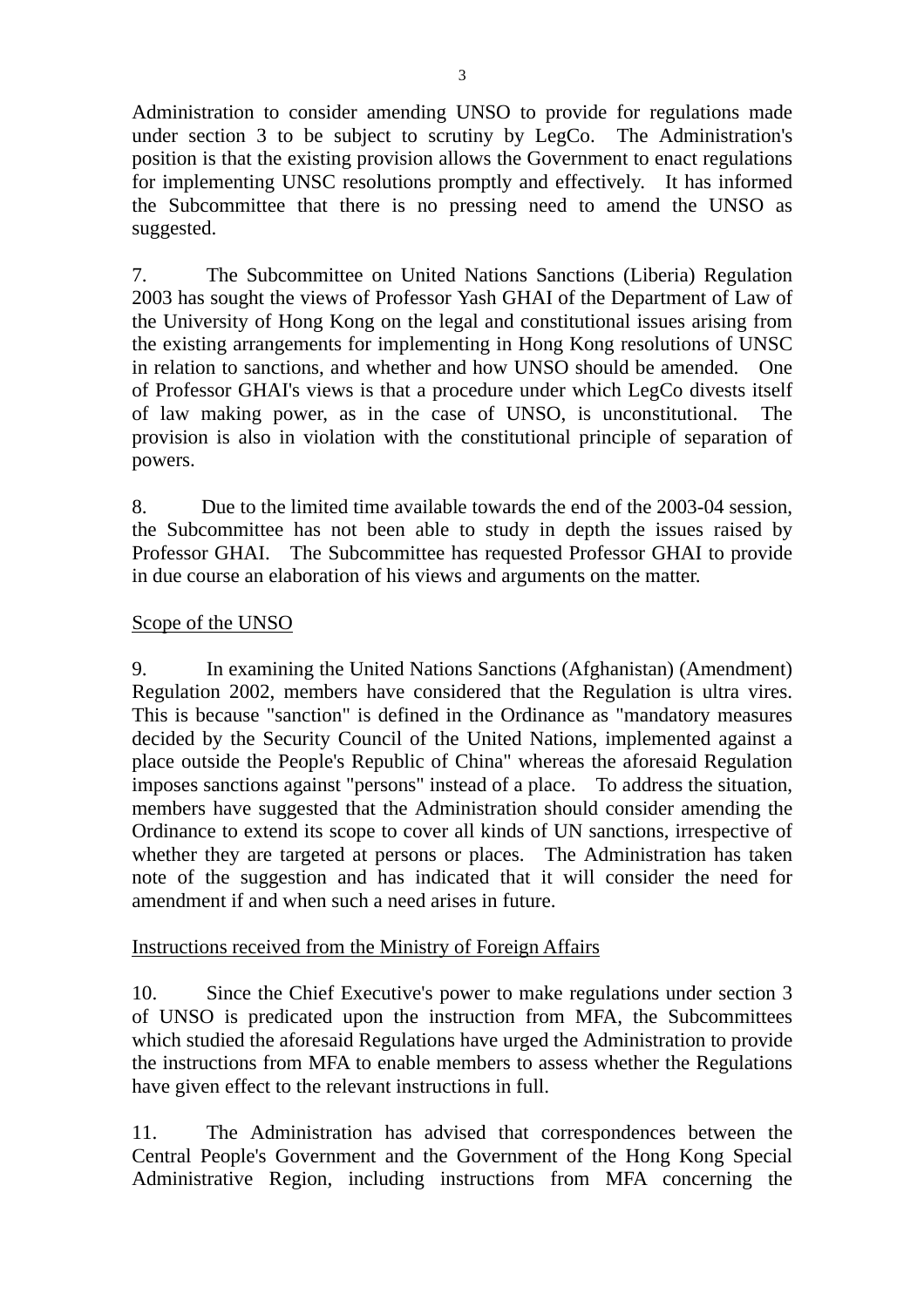Administration to consider amending UNSO to provide for regulations made under section 3 to be subject to scrutiny by LegCo. The Administration's position is that the existing provision allows the Government to enact regulations for implementing UNSC resolutions promptly and effectively. It has informed the Subcommittee that there is no pressing need to amend the UNSO as suggested.

7. The Subcommittee on United Nations Sanctions (Liberia) Regulation 2003 has sought the views of Professor Yash GHAI of the Department of Law of the University of Hong Kong on the legal and constitutional issues arising from the existing arrangements for implementing in Hong Kong resolutions of UNSC in relation to sanctions, and whether and how UNSO should be amended. One of Professor GHAI's views is that a procedure under which LegCo divests itself of law making power, as in the case of UNSO, is unconstitutional. The provision is also in violation with the constitutional principle of separation of powers.

8. Due to the limited time available towards the end of the 2003-04 session, the Subcommittee has not been able to study in depth the issues raised by Professor GHAI. The Subcommittee has requested Professor GHAI to provide in due course an elaboration of his views and arguments on the matter.

<u>Scope of the UNSO</u>

9. In examining the United Nations Sanctions (Afghanistan) (Amendment) Regulation 2002, members have considered that the Regulation is ultra vires. This is because "sanction" is defined in the Ordinance as "mandatory measures decided by the Security Council of the United Nations, implemented against a place outside the People's Republic of China" whereas the aforesaid Regulation imposes sanctions against "persons" instead of a place. To address the situation, members have suggested that the Administration should consider amending the Ordinance to extend its scope to cover all kinds of UN sanctions, irrespective of whether they are targeted at persons or places. The Administration has taken note of the suggestion and has indicated that it will consider the need for amendment if and when such a need arises in future.

<u>Instructions received from the Ministry of Foreign Affairs</u>

10. Since the Chief Executive's power to make regulations under section 3 of UNSO is predicated upon the instruction from MFA, the Subcommittees which studied the aforesaid Regulations have urged the Administration to provide the instructions from MFA to enable members to assess whether the Regulations have given effect to the relevant instructions in full.

11. The Administration has advised that correspondences between the Central People's Government and the Government of the Hong Kong Special Administrative Region, including instructions from MFA concerning the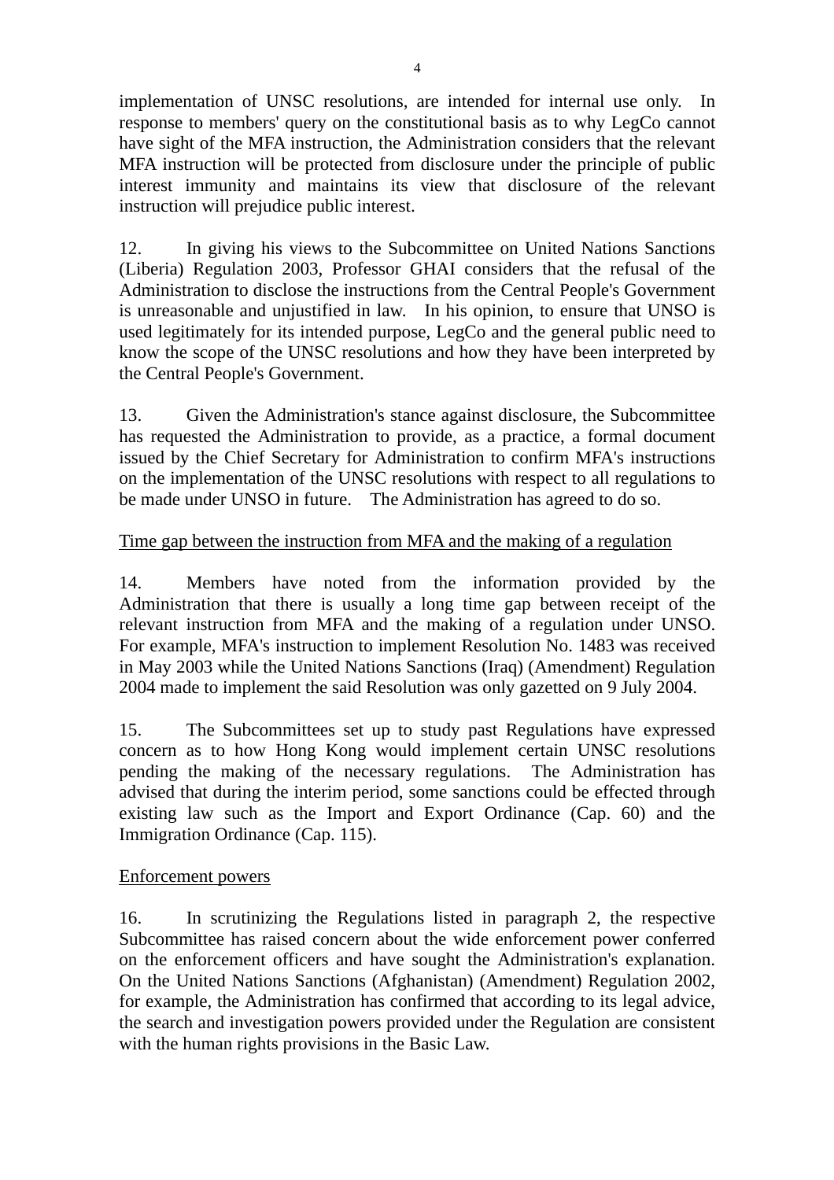implementation of UNSC resolutions, are intended for internal use only. In response to members' query on the constitutional basis as to why LegCo cannot have sight of the MFA instruction, the Administration considers that the relevant MFA instruction will be protected from disclosure under the principle of public interest immunity and maintains its view that disclosure of the relevant instruction will prejudice public interest.

12. In giving his views to the Subcommittee on United Nations Sanctions (Liberia) Regulation 2003, Professor GHAI considers that the refusal of the Administration to disclose the instructions from the Central People's Government is unreasonable and unjustified in law. In his opinion, to ensure that UNSO is used legitimately for its intended purpose, LegCo and the general public need to know the scope of the UNSC resolutions and how they have been interpreted by the Central People's Government.

13. Given the Administration's stance against disclosure, the Subcommittee has requested the Administration to provide, as a practice, a formal document issued by the Chief Secretary for Administration to confirm MFA's instructions on the implementation of the UNSC resolutions with respect to all regulations to be made under UNSO in future. The Administration has agreed to do so.

<u>Time gap between the instruction from MFA and the making of a regulation</u>

14. Members have noted from the information provided by the Administration that there is usually a long time gap between receipt of the relevant instruction from MFA and the making of a regulation under UNSO. For example, MFA's instruction to implement Resolution No. 1483 was received in May 2003 while the United Nations Sanctions (Iraq) (Amendment) Regulation 2004 made to implement the said Resolution was only gazetted on 9 July 2004.

15. The Subcommittees set up to study past Regulations have expressed concern as to how Hong Kong would implement certain UNSC resolutions pending the making of the necessary regulations. The Administration has advised that during the interim period, some sanctions could be effected through existing law such as the Import and Export Ordinance (Cap. 60) and the Immigration Ordinance (Cap. 115).

<u>Enforcement powers</u>

16. In scrutinizing the Regulations listed in paragraph 2, the respective Subcommittee has raised concern about the wide enforcement power conferred on the enforcement officers and have sought the Administration's explanation. On the United Nations Sanctions (Afghanistan) (Amendment) Regulation 2002, for example, the Administration has confirmed that according to its legal advice, the search and investigation powers provided under the Regulation are consistent with the human rights provisions in the Basic Law.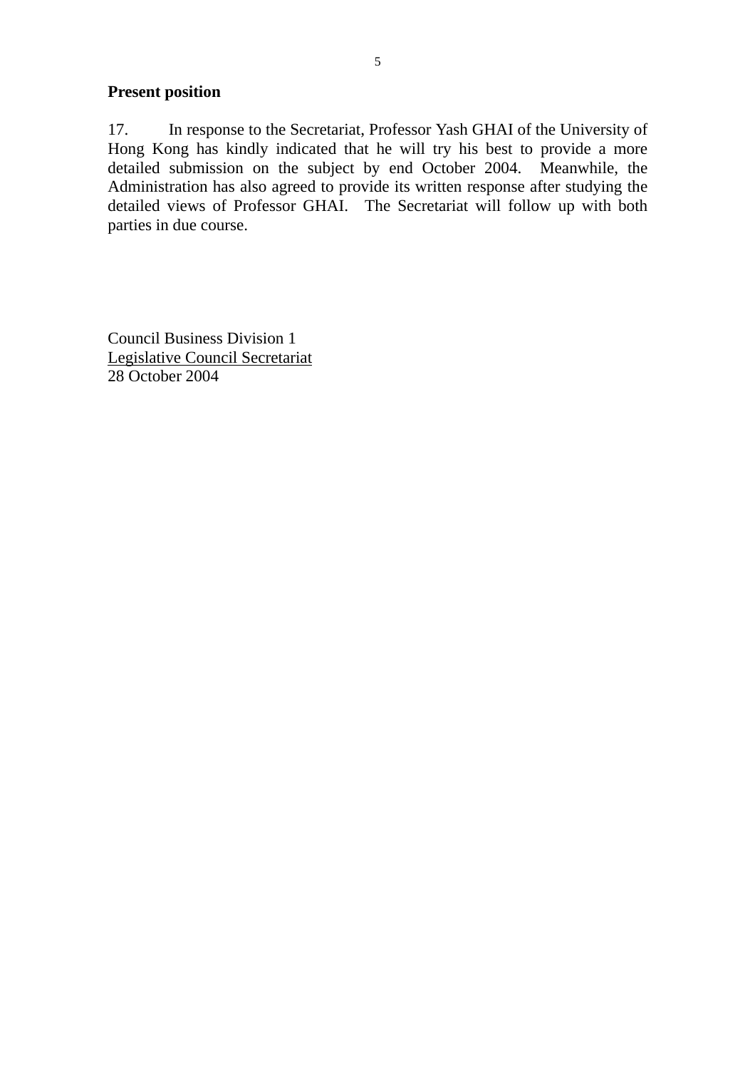**Present position**

17. In response to the Secretariat, Professor Yash GHAI of the University of Hong Kong has kindly indicated that he will try his best to provide a more detailed submission on the subject by end October 2004. Meanwhile, the Administration has also agreed to provide its written response after studying the detailed views of Professor GHAI. The Secretariat will follow up with both parties in due course.

Council Business Division 1
Legislative Council Secretariat
28 October 2004